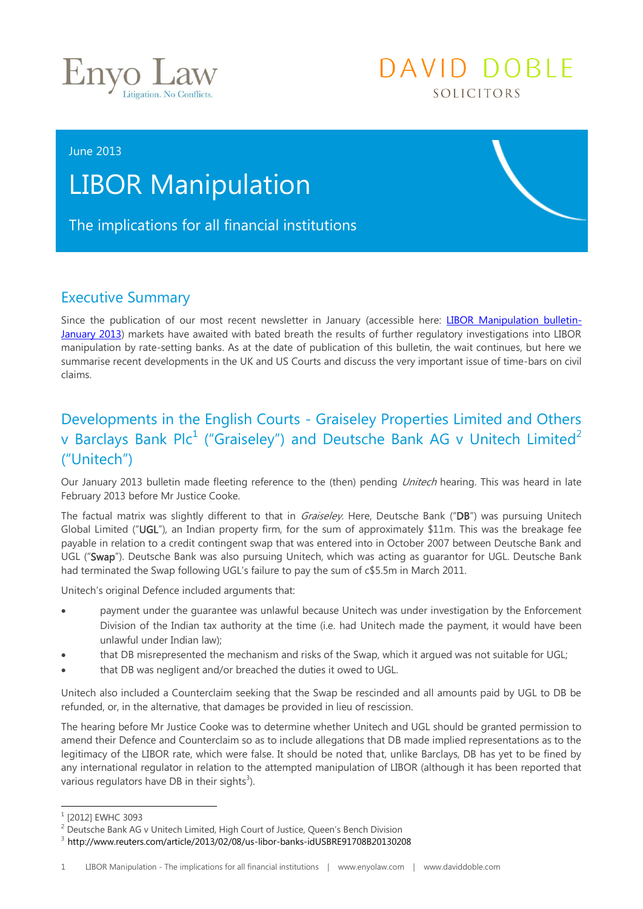Enyo Law
Litigation. No Conflicts.

DAVID DOBLE
SOLICITORS

June 2013

# LIBOR Manipulation

The implications for all financial institutions

## Executive Summary

Since the publication of our most recent newsletter in January (accessible here: LIBOR Manipulation bulletin-January 2013) markets have awaited with bated breath the results of further regulatory investigations into LIBOR manipulation by rate-setting banks. As at the date of publication of this bulletin, the wait continues, but here we summarise recent developments in the UK and US Courts and discuss the very important issue of time-bars on civil claims.

## Developments in the English Courts - Graiseley Properties Limited and Others v Barclays Bank Plc[1] ("Graiseley") and Deutsche Bank AG v Unitech Limited[2] ("Unitech")

Our January 2013 bulletin made fleeting reference to the (then) pending *Unitech* hearing. This was heard in late February 2013 before Mr Justice Cooke.

The factual matrix was slightly different to that in *Graiseley*. Here, Deutsche Bank ("**DB**") was pursuing Unitech Global Limited ("**UGL**"), an Indian property firm, for the sum of approximately $11m. This was the breakage fee payable in relation to a credit contingent swap that was entered into in October 2007 between Deutsche Bank and UGL ("**Swap**"). Deutsche Bank was also pursuing Unitech, which was acting as guarantor for UGL. Deutsche Bank had terminated the Swap following UGL's failure to pay the sum of c$5.5m in March 2011.

Unitech's original Defence included arguments that:

- payment under the guarantee was unlawful because Unitech was under investigation by the Enforcement Division of the Indian tax authority at the time (i.e. had Unitech made the payment, it would have been unlawful under Indian law);
- that DB misrepresented the mechanism and risks of the Swap, which it argued was not suitable for UGL;
- that DB was negligent and/or breached the duties it owed to UGL.

Unitech also included a Counterclaim seeking that the Swap be rescinded and all amounts paid by UGL to DB be refunded, or, in the alternative, that damages be provided in lieu of rescission.

The hearing before Mr Justice Cooke was to determine whether Unitech and UGL should be granted permission to amend their Defence and Counterclaim so as to include allegations that DB made implied representations as to the legitimacy of the LIBOR rate, which were false. It should be noted that, unlike Barclays, DB has yet to be fined by any international regulator in relation to the attempted manipulation of LIBOR (although it has been reported that various regulators have DB in their sights[3]).

---

[1] [2012] EWHC 3093

[2] Deutsche Bank AG v Unitech Limited, High Court of Justice, Queen's Bench Division

[3] http://www.reuters.com/article/2013/02/08/us-libor-banks-idUSBRE91708B20130208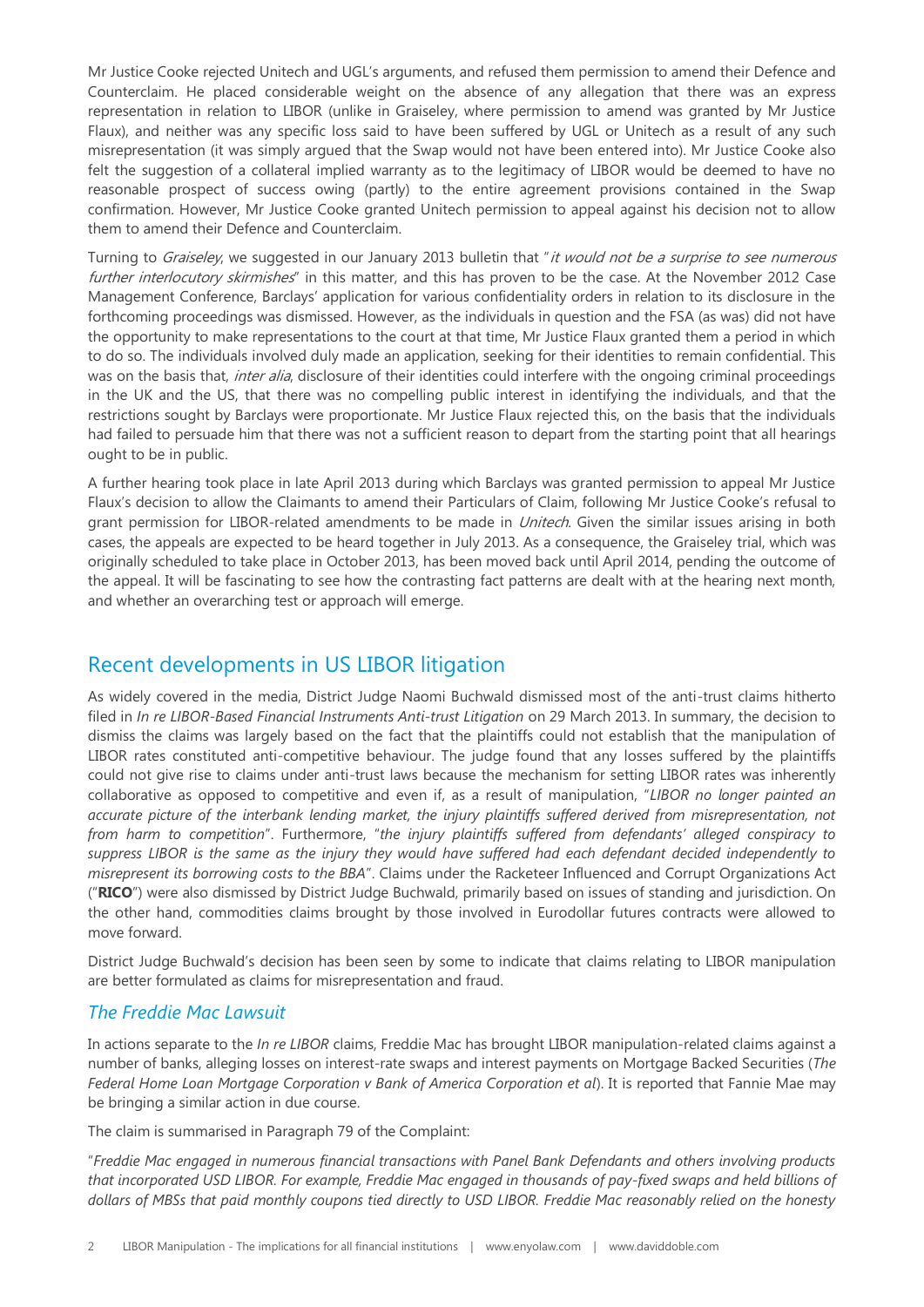Mr Justice Cooke rejected Unitech and UGL's arguments, and refused them permission to amend their Defence and Counterclaim. He placed considerable weight on the absence of any allegation that there was an express representation in relation to LIBOR (unlike in Graiseley, where permission to amend was granted by Mr Justice Flaux), and neither was any specific loss said to have been suffered by UGL or Unitech as a result of any such misrepresentation (it was simply argued that the Swap would not have been entered into). Mr Justice Cooke also felt the suggestion of a collateral implied warranty as to the legitimacy of LIBOR would be deemed to have no reasonable prospect of success owing (partly) to the entire agreement provisions contained in the Swap confirmation. However, Mr Justice Cooke granted Unitech permission to appeal against his decision not to allow them to amend their Defence and Counterclaim.

Turning to *Graiseley*, we suggested in our January 2013 bulletin that "*it would not be a surprise to see numerous further interlocutory skirmishes*" in this matter, and this has proven to be the case. At the November 2012 Case Management Conference, Barclays' application for various confidentiality orders in relation to its disclosure in the forthcoming proceedings was dismissed. However, as the individuals in question and the FSA (as was) did not have the opportunity to make representations to the court at that time, Mr Justice Flaux granted them a period in which to do so. The individuals involved duly made an application, seeking for their identities to remain confidential. This was on the basis that, *inter alia*, disclosure of their identities could interfere with the ongoing criminal proceedings in the UK and the US, that there was no compelling public interest in identifying the individuals, and that the restrictions sought by Barclays were proportionate. Mr Justice Flaux rejected this, on the basis that the individuals had failed to persuade him that there was not a sufficient reason to depart from the starting point that all hearings ought to be in public.

A further hearing took place in late April 2013 during which Barclays was granted permission to appeal Mr Justice Flaux's decision to allow the Claimants to amend their Particulars of Claim, following Mr Justice Cooke's refusal to grant permission for LIBOR-related amendments to be made in *Unitech*. Given the similar issues arising in both cases, the appeals are expected to be heard together in July 2013. As a consequence, the Graiseley trial, which was originally scheduled to take place in October 2013, has been moved back until April 2014, pending the outcome of the appeal. It will be fascinating to see how the contrasting fact patterns are dealt with at the hearing next month, and whether an overarching test or approach will emerge.

## Recent developments in US LIBOR litigation

As widely covered in the media, District Judge Naomi Buchwald dismissed most of the anti-trust claims hitherto filed in *In re LIBOR-Based Financial Instruments Anti-trust Litigation* on 29 March 2013. In summary, the decision to dismiss the claims was largely based on the fact that the plaintiffs could not establish that the manipulation of LIBOR rates constituted anti-competitive behaviour. The judge found that any losses suffered by the plaintiffs could not give rise to claims under anti-trust laws because the mechanism for setting LIBOR rates was inherently collaborative as opposed to competitive and even if, as a result of manipulation, "*LIBOR no longer painted an accurate picture of the interbank lending market, the injury plaintiffs suffered derived from misrepresentation, not from harm to competition*". Furthermore, "*the injury plaintiffs suffered from defendants' alleged conspiracy to suppress LIBOR is the same as the injury they would have suffered had each defendant decided independently to misrepresent its borrowing costs to the BBA*". Claims under the Racketeer Influenced and Corrupt Organizations Act ("**RICO**") were also dismissed by District Judge Buchwald, primarily based on issues of standing and jurisdiction. On the other hand, commodities claims brought by those involved in Eurodollar futures contracts were allowed to move forward.

District Judge Buchwald's decision has been seen by some to indicate that claims relating to LIBOR manipulation are better formulated as claims for misrepresentation and fraud.

### *The Freddie Mac Lawsuit*

In actions separate to the *In re LIBOR* claims, Freddie Mac has brought LIBOR manipulation-related claims against a number of banks, alleging losses on interest-rate swaps and interest payments on Mortgage Backed Securities (*The Federal Home Loan Mortgage Corporation v Bank of America Corporation et al*). It is reported that Fannie Mae may be bringing a similar action in due course.

The claim is summarised in Paragraph 79 of the Complaint:

"*Freddie Mac engaged in numerous financial transactions with Panel Bank Defendants and others involving products that incorporated USD LIBOR. For example, Freddie Mac engaged in thousands of pay-fixed swaps and held billions of dollars of MBSs that paid monthly coupons tied directly to USD LIBOR. Freddie Mac reasonably relied on the honesty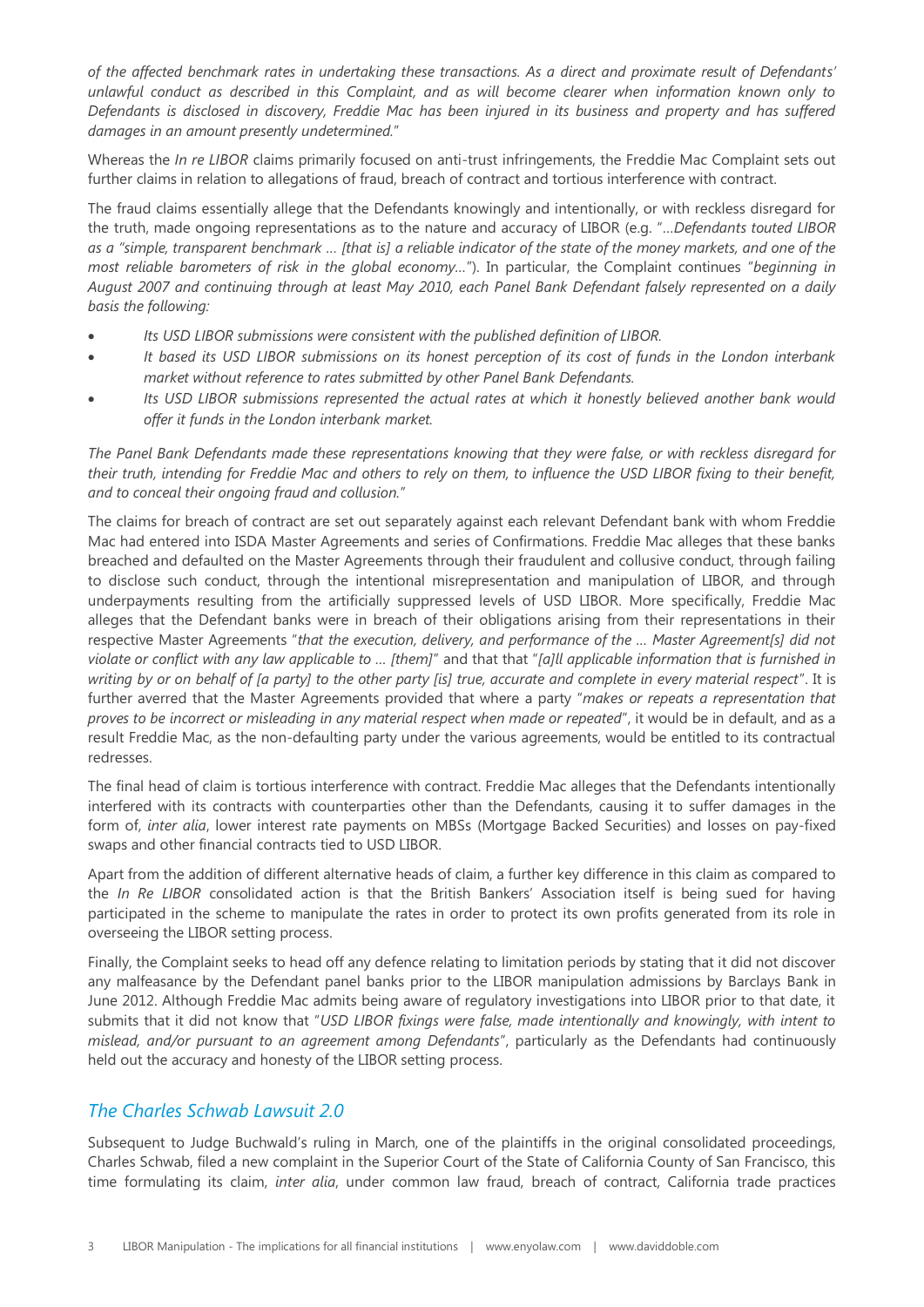*of the affected benchmark rates in undertaking these transactions. As a direct and proximate result of Defendants' unlawful conduct as described in this Complaint, and as will become clearer when information known only to Defendants is disclosed in discovery, Freddie Mac has been injured in its business and property and has suffered damages in an amount presently undetermined.*"

Whereas the *In re LIBOR* claims primarily focused on anti-trust infringements, the Freddie Mac Complaint sets out further claims in relation to allegations of fraud, breach of contract and tortious interference with contract.

The fraud claims essentially allege that the Defendants knowingly and intentionally, or with reckless disregard for the truth, made ongoing representations as to the nature and accuracy of LIBOR (e.g. "…*Defendants touted LIBOR as a "simple, transparent benchmark … [that is] a reliable indicator of the state of the money markets, and one of the most reliable barometers of risk in the global economy…*"). In particular, the Complaint continues "*beginning in August 2007 and continuing through at least May 2010, each Panel Bank Defendant falsely represented on a daily basis the following:*

- *Its USD LIBOR submissions were consistent with the published definition of LIBOR.*
- *It based its USD LIBOR submissions on its honest perception of its cost of funds in the London interbank market without reference to rates submitted by other Panel Bank Defendants.*
- *Its USD LIBOR submissions represented the actual rates at which it honestly believed another bank would offer it funds in the London interbank market.*

*The Panel Bank Defendants made these representations knowing that they were false, or with reckless disregard for their truth, intending for Freddie Mac and others to rely on them, to influence the USD LIBOR fixing to their benefit, and to conceal their ongoing fraud and collusion.*"

The claims for breach of contract are set out separately against each relevant Defendant bank with whom Freddie Mac had entered into ISDA Master Agreements and series of Confirmations. Freddie Mac alleges that these banks breached and defaulted on the Master Agreements through their fraudulent and collusive conduct, through failing to disclose such conduct, through the intentional misrepresentation and manipulation of LIBOR, and through underpayments resulting from the artificially suppressed levels of USD LIBOR. More specifically, Freddie Mac alleges that the Defendant banks were in breach of their obligations arising from their representations in their respective Master Agreements "*that the execution, delivery, and performance of the … Master Agreement[s] did not violate or conflict with any law applicable to … [them]*" and that that "*[a]ll applicable information that is furnished in writing by or on behalf of [a party] to the other party [is] true, accurate and complete in every material respect*". It is further averred that the Master Agreements provided that where a party "*makes or repeats a representation that proves to be incorrect or misleading in any material respect when made or repeated*", it would be in default, and as a result Freddie Mac, as the non-defaulting party under the various agreements, would be entitled to its contractual redresses.

The final head of claim is tortious interference with contract. Freddie Mac alleges that the Defendants intentionally interfered with its contracts with counterparties other than the Defendants, causing it to suffer damages in the form of, *inter alia*, lower interest rate payments on MBSs (Mortgage Backed Securities) and losses on pay-fixed swaps and other financial contracts tied to USD LIBOR.

Apart from the addition of different alternative heads of claim, a further key difference in this claim as compared to the *In Re LIBOR* consolidated action is that the British Bankers' Association itself is being sued for having participated in the scheme to manipulate the rates in order to protect its own profits generated from its role in overseeing the LIBOR setting process.

Finally, the Complaint seeks to head off any defence relating to limitation periods by stating that it did not discover any malfeasance by the Defendant panel banks prior to the LIBOR manipulation admissions by Barclays Bank in June 2012. Although Freddie Mac admits being aware of regulatory investigations into LIBOR prior to that date, it submits that it did not know that "*USD LIBOR fixings were false, made intentionally and knowingly, with intent to mislead, and/or pursuant to an agreement among Defendants*", particularly as the Defendants had continuously held out the accuracy and honesty of the LIBOR setting process.

## *The Charles Schwab Lawsuit 2.0*

Subsequent to Judge Buchwald's ruling in March, one of the plaintiffs in the original consolidated proceedings, Charles Schwab, filed a new complaint in the Superior Court of the State of California County of San Francisco, this time formulating its claim, *inter alia*, under common law fraud, breach of contract, California trade practices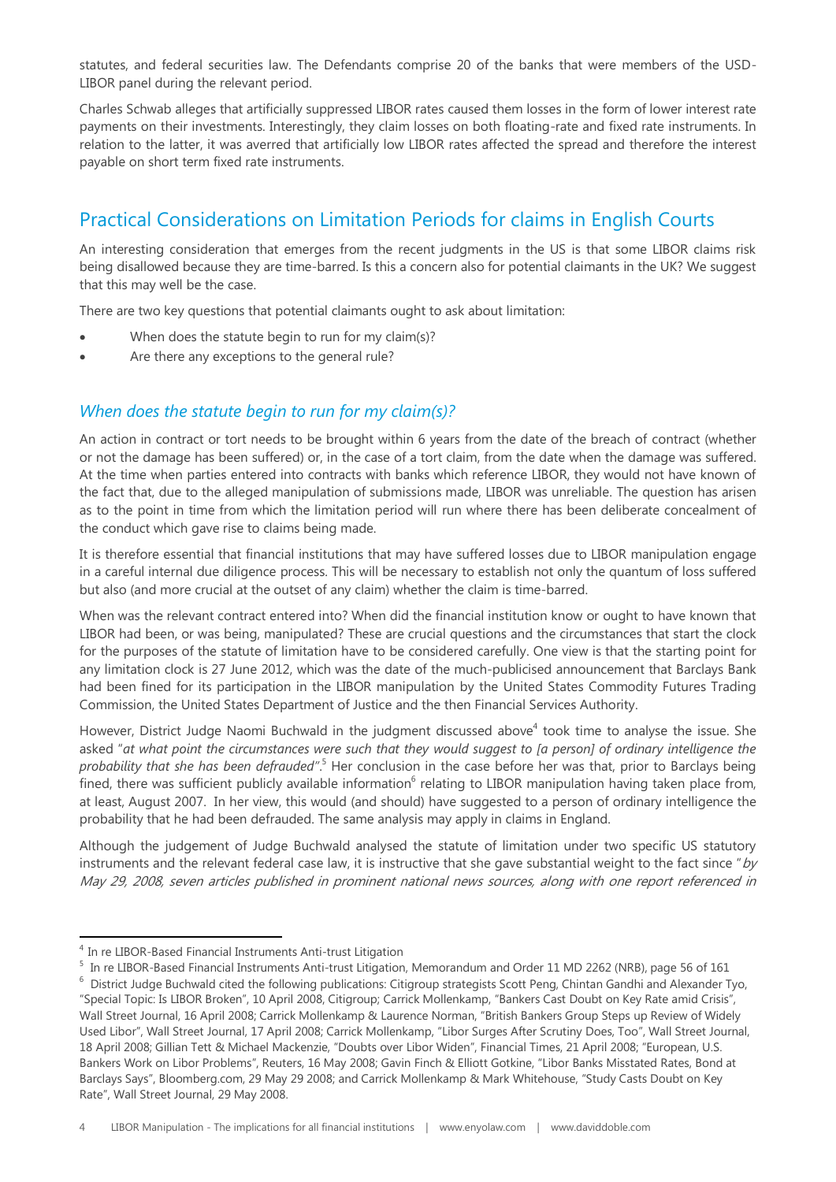statutes, and federal securities law. The Defendants comprise 20 of the banks that were members of the USD-LIBOR panel during the relevant period.

Charles Schwab alleges that artificially suppressed LIBOR rates caused them losses in the form of lower interest rate payments on their investments. Interestingly, they claim losses on both floating-rate and fixed rate instruments. In relation to the latter, it was averred that artificially low LIBOR rates affected the spread and therefore the interest payable on short term fixed rate instruments.

## Practical Considerations on Limitation Periods for claims in English Courts

An interesting consideration that emerges from the recent judgments in the US is that some LIBOR claims risk being disallowed because they are time-barred. Is this a concern also for potential claimants in the UK? We suggest that this may well be the case.

There are two key questions that potential claimants ought to ask about limitation:

- When does the statute begin to run for my claim(s)?
- Are there any exceptions to the general rule?

### *When does the statute begin to run for my claim(s)?*

An action in contract or tort needs to be brought within 6 years from the date of the breach of contract (whether or not the damage has been suffered) or, in the case of a tort claim, from the date when the damage was suffered. At the time when parties entered into contracts with banks which reference LIBOR, they would not have known of the fact that, due to the alleged manipulation of submissions made, LIBOR was unreliable. The question has arisen as to the point in time from which the limitation period will run where there has been deliberate concealment of the conduct which gave rise to claims being made.

It is therefore essential that financial institutions that may have suffered losses due to LIBOR manipulation engage in a careful internal due diligence process. This will be necessary to establish not only the quantum of loss suffered but also (and more crucial at the outset of any claim) whether the claim is time-barred.

When was the relevant contract entered into? When did the financial institution know or ought to have known that LIBOR had been, or was being, manipulated? These are crucial questions and the circumstances that start the clock for the purposes of the statute of limitation have to be considered carefully. One view is that the starting point for any limitation clock is 27 June 2012, which was the date of the much-publicised announcement that Barclays Bank had been fined for its participation in the LIBOR manipulation by the United States Commodity Futures Trading Commission, the United States Department of Justice and the then Financial Services Authority.

However, District Judge Naomi Buchwald in the judgment discussed above[4] took time to analyse the issue. She asked "*at what point the circumstances were such that they would suggest to [a person] of ordinary intelligence the probability that she has been defrauded*".[5] Her conclusion in the case before her was that, prior to Barclays being fined, there was sufficient publicly available information[6] relating to LIBOR manipulation having taken place from, at least, August 2007. In her view, this would (and should) have suggested to a person of ordinary intelligence the probability that he had been defrauded. The same analysis may apply in claims in England.

Although the judgement of Judge Buchwald analysed the statute of limitation under two specific US statutory instruments and the relevant federal case law, it is instructive that she gave substantial weight to the fact since "*by May 29, 2008, seven articles published in prominent national news sources, along with one report referenced in*

---

[4] In re LIBOR-Based Financial Instruments Anti-trust Litigation

[5] In re LIBOR-Based Financial Instruments Anti-trust Litigation, Memorandum and Order 11 MD 2262 (NRB), page 56 of 161

[6] District Judge Buchwald cited the following publications: Citigroup strategists Scott Peng, Chintan Gandhi and Alexander Tyo, "Special Topic: Is LIBOR Broken", 10 April 2008, Citigroup; Carrick Mollenkamp, "Bankers Cast Doubt on Key Rate amid Crisis", Wall Street Journal, 16 April 2008; Carrick Mollenkamp & Laurence Norman, "British Bankers Group Steps up Review of Widely Used Libor", Wall Street Journal, 17 April 2008; Carrick Mollenkamp, "Libor Surges After Scrutiny Does, Too", Wall Street Journal, 18 April 2008; Gillian Tett & Michael Mackenzie, "Doubts over Libor Widen", Financial Times, 21 April 2008; "European, U.S. Bankers Work on Libor Problems", Reuters, 16 May 2008; Gavin Finch & Elliott Gotkine, "Libor Banks Misstated Rates, Bond at Barclays Says", Bloomberg.com, 29 May 29 2008; and Carrick Mollenkamp & Mark Whitehouse, "Study Casts Doubt on Key Rate", Wall Street Journal, 29 May 2008.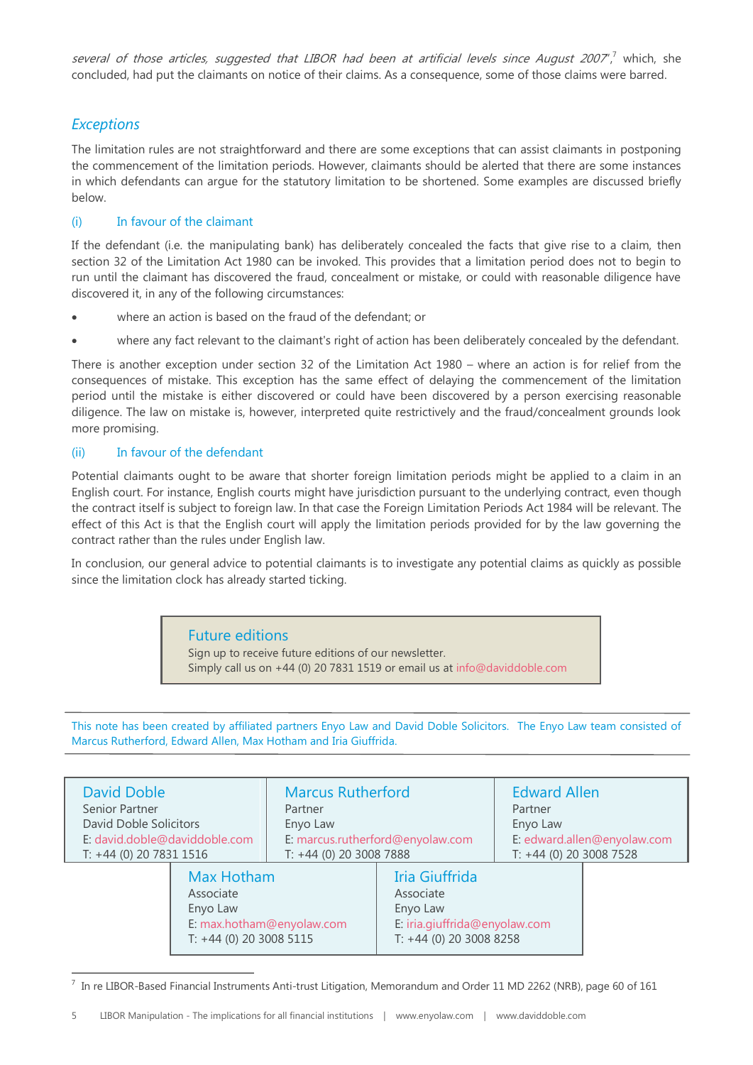*several of those articles, suggested that LIBOR had been at artificial levels since August 2007'*,[7] which, she concluded, had put the claimants on notice of their claims. As a consequence, some of those claims were barred.

## *Exceptions*

The limitation rules are not straightforward and there are some exceptions that can assist claimants in postponing the commencement of the limitation periods. However, claimants should be alerted that there are some instances in which defendants can argue for the statutory limitation to be shortened. Some examples are discussed briefly below.

### (i) In favour of the claimant

If the defendant (i.e. the manipulating bank) has deliberately concealed the facts that give rise to a claim, then section 32 of the Limitation Act 1980 can be invoked. This provides that a limitation period does not to begin to run until the claimant has discovered the fraud, concealment or mistake, or could with reasonable diligence have discovered it, in any of the following circumstances:

- where an action is based on the fraud of the defendant; or
- where any fact relevant to the claimant's right of action has been deliberately concealed by the defendant.

There is another exception under section 32 of the Limitation Act 1980 – where an action is for relief from the consequences of mistake. This exception has the same effect of delaying the commencement of the limitation period until the mistake is either discovered or could have been discovered by a person exercising reasonable diligence. The law on mistake is, however, interpreted quite restrictively and the fraud/concealment grounds look more promising.

### (ii) In favour of the defendant

Potential claimants ought to be aware that shorter foreign limitation periods might be applied to a claim in an English court. For instance, English courts might have jurisdiction pursuant to the underlying contract, even though the contract itself is subject to foreign law. In that case the Foreign Limitation Periods Act 1984 will be relevant. The effect of this Act is that the English court will apply the limitation periods provided for by the law governing the contract rather than the rules under English law.

In conclusion, our general advice to potential claimants is to investigate any potential claims as quickly as possible since the limitation clock has already started ticking.

> **Future editions**
> Sign up to receive future editions of our newsletter.
> Simply call us on +44 (0) 20 7831 1519 or email us at info@daviddoble.com

This note has been created by affiliated partners Enyo Law and David Doble Solicitors. The Enyo Law team consisted of Marcus Rutherford, Edward Allen, Max Hotham and Iria Giuffrida.

| David Doble | Marcus Rutherford | Edward Allen |
|---|---|---|
| Senior Partner | Partner | Partner |
| David Doble Solicitors | Enyo Law | Enyo Law |
| E: david.doble@daviddoble.com | E: marcus.rutherford@enyolaw.com | E: edward.allen@enyolaw.com |
| T: +44 (0) 20 7831 1516 | T: +44 (0) 20 3008 7888 | T: +44 (0) 20 3008 7528 |

| Max Hotham | Iria Giuffrida |
|---|---|
| Associate | Associate |
| Enyo Law | Enyo Law |
| E: max.hotham@enyolaw.com | E: iria.giuffrida@enyolaw.com |
| T: +44 (0) 20 3008 5115 | T: +44 (0) 20 3008 8258 |

[7] In re LIBOR-Based Financial Instruments Anti-trust Litigation, Memorandum and Order 11 MD 2262 (NRB), page 60 of 161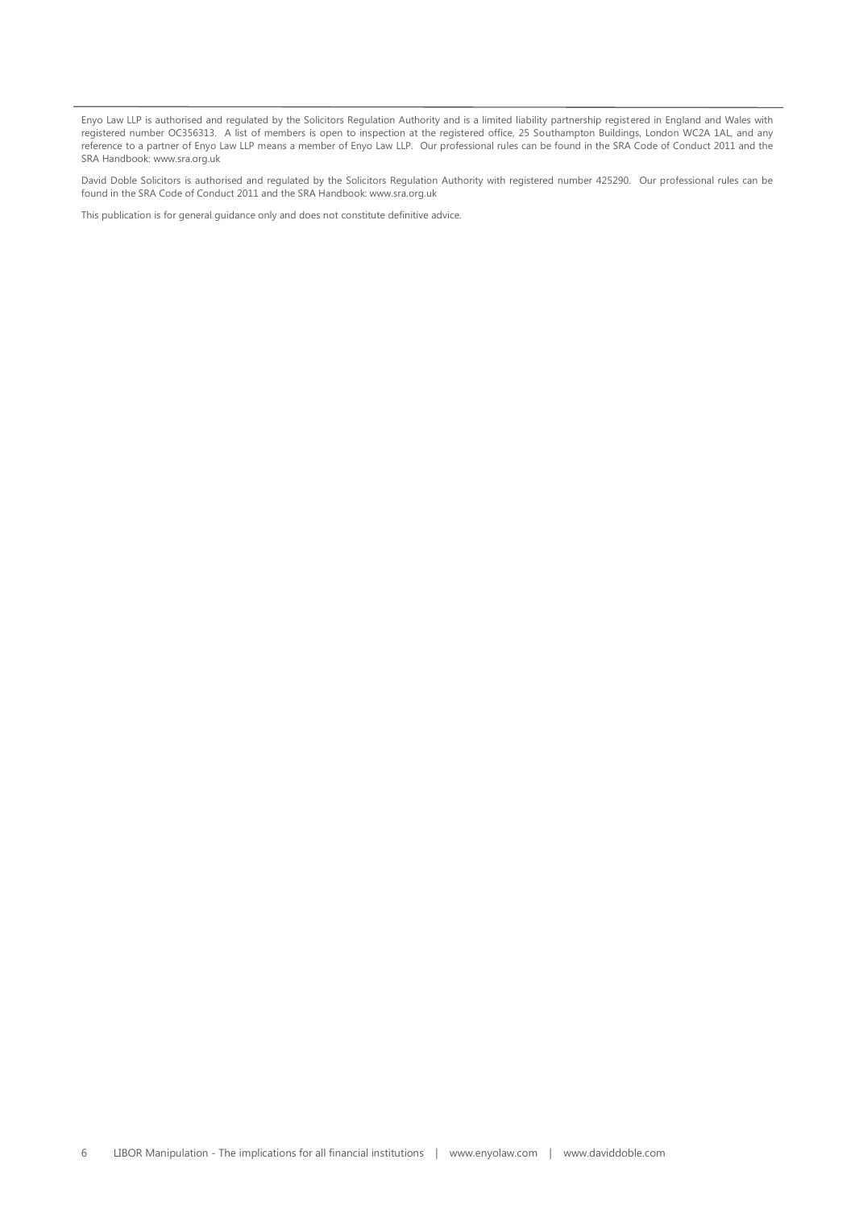Enyo Law LLP is authorised and regulated by the Solicitors Regulation Authority and is a limited liability partnership registered in England and Wales with registered number OC356313. A list of members is open to inspection at the registered office, 25 Southampton Buildings, London WC2A 1AL, and any reference to a partner of Enyo Law LLP means a member of Enyo Law LLP. Our professional rules can be found in the SRA Code of Conduct 2011 and the SRA Handbook: www.sra.org.uk

David Doble Solicitors is authorised and regulated by the Solicitors Regulation Authority with registered number 425290. Our professional rules can be found in the SRA Code of Conduct 2011 and the SRA Handbook: www.sra.org.uk

This publication is for general guidance only and does not constitute definitive advice.